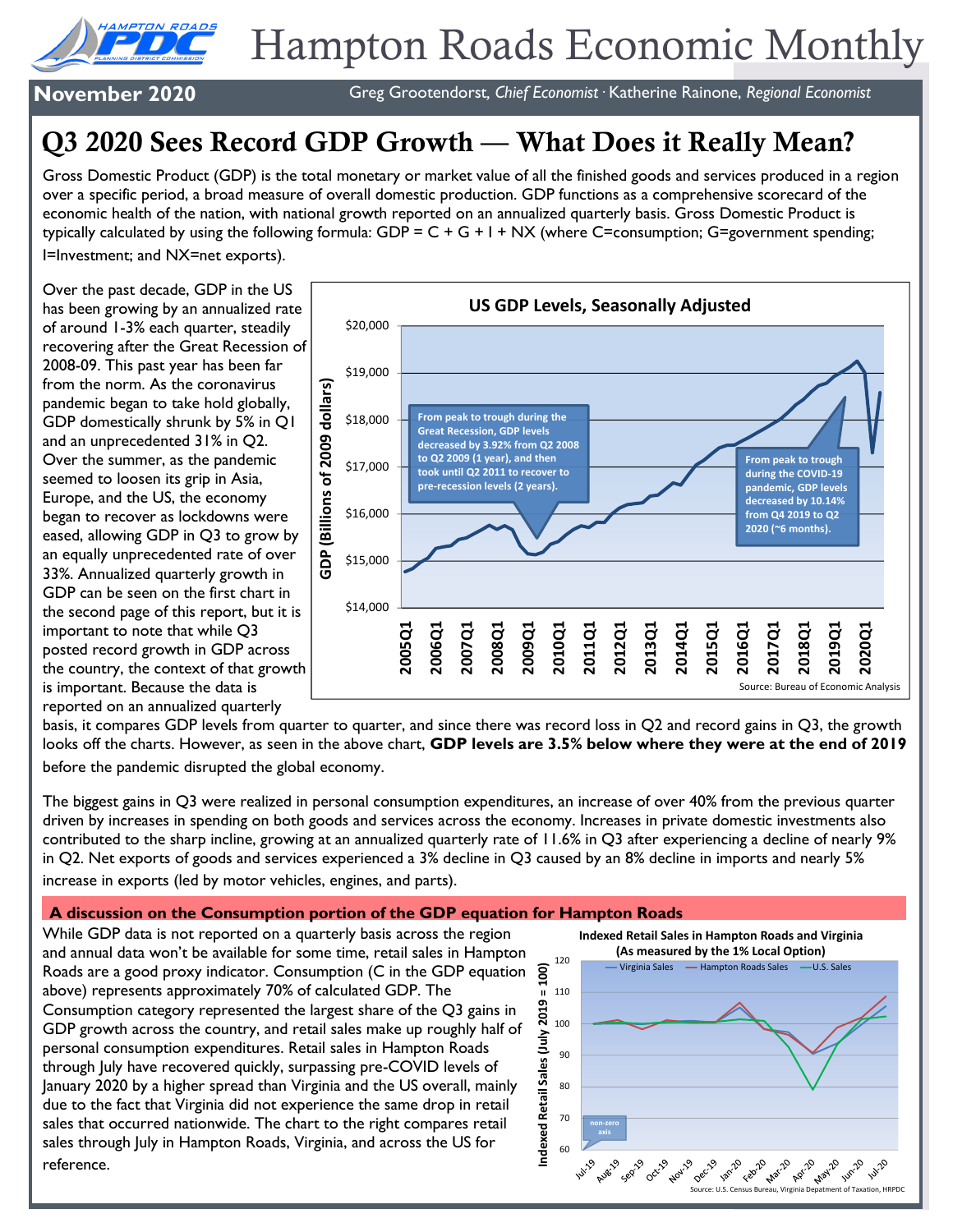# Hampton Roads Economic Monthly

**November 2020** — Greg Grootendorst, *Chief Economist* · Katherine Rainone, *Regional Economist*

## Q3 2020 Sees Record GDP Growth — What Does it Really Mean?

Gross Domestic Product (GDP) is the total monetary or market value of all the finished goods and services produced in a region over a specific period, a broad measure of overall domestic production. GDP functions as a comprehensive scorecard of the economic health of the nation, with national growth reported on an annualized quarterly basis. Gross Domestic Product is typically calculated by using the following formula: GDP = C + G + I + NX (where C=consumption; G=government spending; I=Investment; and NX=net exports).

Over the past decade, GDP in the US has been growing by an annualized rate of around 1-3% each quarter, steadily recovering after the Great Recession of 2008-09. This past year has been far from the norm. As the coronavirus pandemic began to take hold globally, GDP domestically shrunk by 5% in Q1 and an unprecedented 31% in Q2. Over the summer, as the pandemic seemed to loosen its grip in Asia, Europe, and the US, the economy began to recover as lockdowns were eased, allowing GDP in Q3 to grow by an equally unprecedented rate of over 33%. Annualized quarterly growth in GDP can be seen on the first chart in the second page of this report, but it is important to note that while Q3 posted record growth in GDP across the country, the context of that growth is important. Because the data is reported on an annualized quarterly basis, it compares GDP levels from quarter to quarter, and since there was record loss in Q2 and record gains in Q3, the growth looks off the charts. However, as seen in the above chart, **GDP levels are 3.5% below where they were at the end of 2019** before the pandemic disrupted the global economy.

**US GDP Levels, Seasonally Adjusted**

GDP (Billions of 2009 dollars)

From peak to trough during the Great Recession, GDP levels decreased by 3.92% from Q2 2008 to Q2 2009 (1 year), and then took until Q2 2011 to recover to pre-recession levels (2 years).

From peak to trough during the COVID-19 pandemic, GDP levels decreased by 10.14% from Q4 2019 to Q2 2020 (~6 months).

Source: Bureau of Economic Analysis

The biggest gains in Q3 were realized in personal consumption expenditures, an increase of over 40% from the previous quarter driven by increases in spending on both goods and services across the economy. Increases in private domestic investments also contributed to the sharp incline, growing at an annualized quarterly rate of 11.6% in Q3 after experiencing a decline of nearly 9% in Q2. Net exports of goods and services experienced a 3% decline in Q3 caused by an 8% decline in imports and nearly 5% increase in exports (led by motor vehicles, engines, and parts).

### A discussion on the Consumption portion of the GDP equation for Hampton Roads

While GDP data is not reported on a quarterly basis across the region and annual data won't be available for some time, retail sales in Hampton Roads are a good proxy indicator. Consumption (C in the GDP equation above) represents approximately 70% of calculated GDP. The Consumption category represented the largest share of the Q3 gains in GDP growth across the country, and retail sales make up roughly half of personal consumption expenditures. Retail sales in Hampton Roads through July have recovered quickly, surpassing pre-COVID levels of January 2020 by a higher spread than Virginia and the US overall, mainly due to the fact that Virginia did not experience the same drop in retail sales that occurred nationwide. The chart to the right compares retail sales through July in Hampton Roads, Virginia, and across the US for reference.

**Indexed Retail Sales in Hampton Roads and Virginia (As measured by the 1% Local Option)**

Indexed Retail Sales (July 2019 = 100); Virginia Sales, Hampton Roads Sales, U.S. Sales; non-zero axis

Source: U.S. Census Bureau, Virginia Depatment of Taxation, HRPDC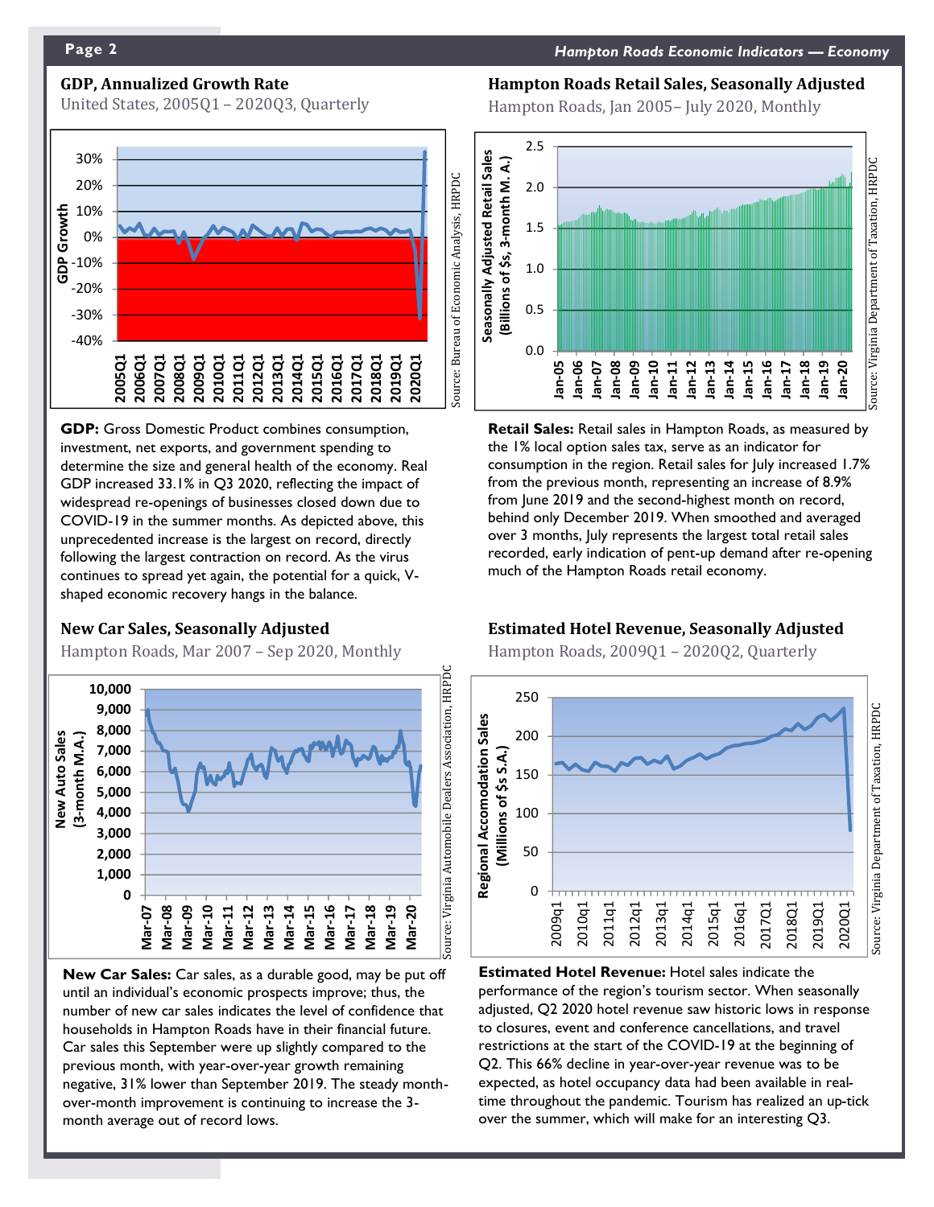## GDP, Annualized Growth Rate

United States, 2005Q1 – 2020Q3, Quarterly

Source: Bureau of Economic Analysis, HRPDC

**GDP:** Gross Domestic Product combines consumption, investment, net exports, and government spending to determine the size and general health of the economy. Real GDP increased 33.1% in Q3 2020, reflecting the impact of widespread re-openings of businesses closed down due to COVID-19 in the summer months. As depicted above, this unprecedented increase is the largest on record, directly following the largest contraction on record. As the virus continues to spread yet again, the potential for a quick, V-shaped economic recovery hangs in the balance.

## Hampton Roads Retail Sales, Seasonally Adjusted

Hampton Roads, Jan 2005– July 2020, Monthly

Source: Virginia Department of Taxation, HRPDC

**Retail Sales:** Retail sales in Hampton Roads, as measured by the 1% local option sales tax, serve as an indicator for consumption in the region. Retail sales for July increased 1.7% from the previous month, representing an increase of 8.9% from June 2019 and the second-highest month on record, behind only December 2019. When smoothed and averaged over 3 months, July represents the largest total retail sales recorded, early indication of pent-up demand after re-opening much of the Hampton Roads retail economy.

## New Car Sales, Seasonally Adjusted

Hampton Roads, Mar 2007 – Sep 2020, Monthly

Source: Virginia Automobile Dealers Association, HRPDC

**New Car Sales:** Car sales, as a durable good, may be put off until an individual's economic prospects improve; thus, the number of new car sales indicates the level of confidence that households in Hampton Roads have in their financial future. Car sales this September were up slightly compared to the previous month, with year-over-year growth remaining negative, 31% lower than September 2019. The steady month-over-month improvement is continuing to increase the 3-month average out of record lows.

## Estimated Hotel Revenue, Seasonally Adjusted

Hampton Roads, 2009Q1 – 2020Q2, Quarterly

Source: Virginia Department of Taxation, HRPDC

**Estimated Hotel Revenue:** Hotel sales indicate the performance of the region's tourism sector. When seasonally adjusted, Q2 2020 hotel revenue saw historic lows in response to closures, event and conference cancellations, and travel restrictions at the start of the COVID-19 at the beginning of Q2. This 66% decline in year-over-year revenue was to be expected, as hotel occupancy data had been available in real-time throughout the pandemic. Tourism has realized an up-tick over the summer, which will make for an interesting Q3.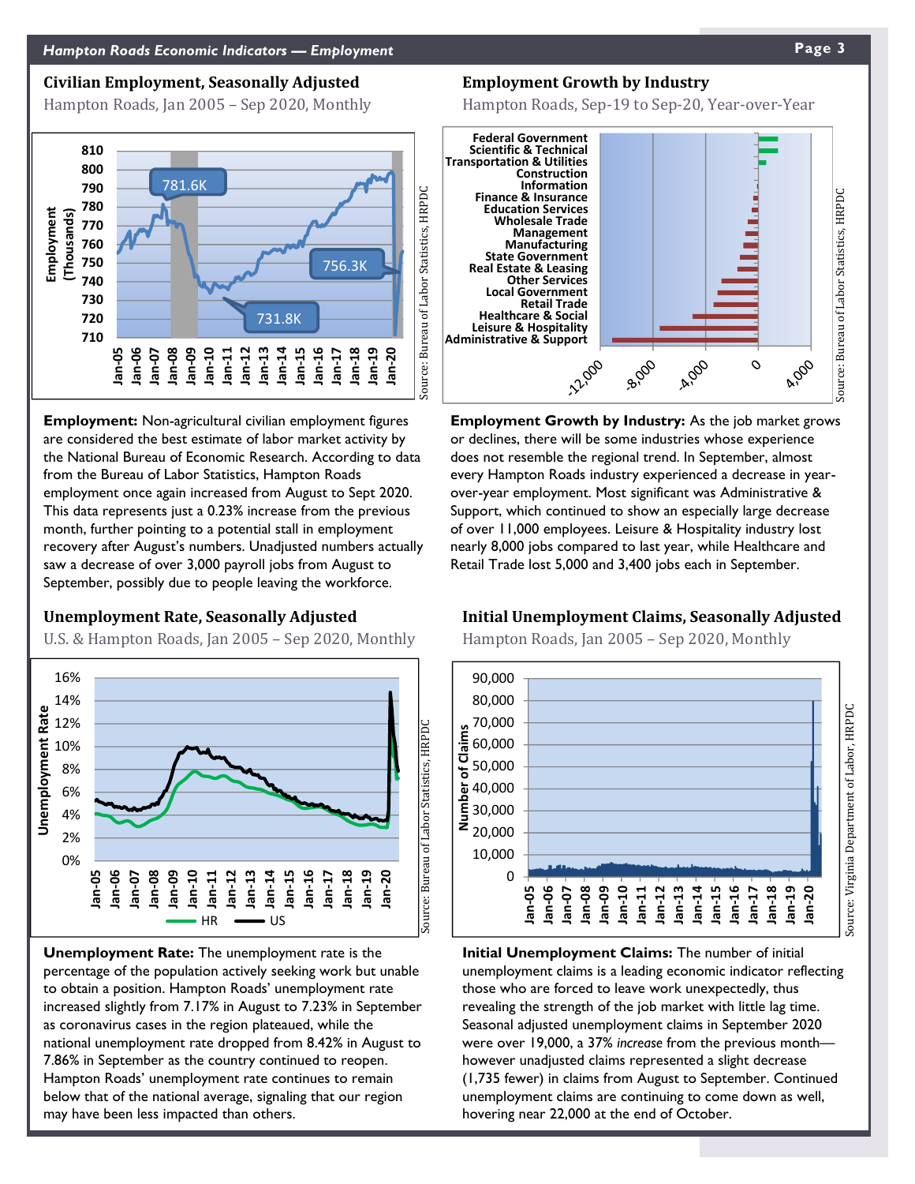## Civilian Employment, Seasonally Adjusted

Hampton Roads, Jan 2005 – Sep 2020, Monthly

**Employment:** Non-agricultural civilian employment figures are considered the best estimate of labor market activity by the National Bureau of Economic Research. According to data from the Bureau of Labor Statistics, Hampton Roads employment once again increased from August to Sept 2020. This data represents just a 0.23% increase from the previous month, further pointing to a potential stall in employment recovery after August's numbers. Unadjusted numbers actually saw a decrease of over 3,000 payroll jobs from August to September, possibly due to people leaving the workforce.

## Employment Growth by Industry

Hampton Roads, Sep-19 to Sep-20, Year-over-Year

**Employment Growth by Industry:** As the job market grows or declines, there will be some industries whose experience does not resemble the regional trend. In September, almost every Hampton Roads industry experienced a decrease in year-over-year employment. Most significant was Administrative & Support, which continued to show an especially large decrease of over 11,000 employees. Leisure & Hospitality industry lost nearly 8,000 jobs compared to last year, while Healthcare and Retail Trade lost 5,000 and 3,400 jobs each in September.

## Unemployment Rate, Seasonally Adjusted

U.S. & Hampton Roads, Jan 2005 – Sep 2020, Monthly

**Unemployment Rate:** The unemployment rate is the percentage of the population actively seeking work but unable to obtain a position. Hampton Roads' unemployment rate increased slightly from 7.17% in August to 7.23% in September as coronavirus cases in the region plateaued, while the national unemployment rate dropped from 8.42% in August to 7.86% in September as the country continued to reopen. Hampton Roads' unemployment rate continues to remain below that of the national average, signaling that our region may have been less impacted than others.

## Initial Unemployment Claims, Seasonally Adjusted

Hampton Roads, Jan 2005 – Sep 2020, Monthly

**Initial Unemployment Claims:** The number of initial unemployment claims is a leading economic indicator reflecting those who are forced to leave work unexpectedly, thus revealing the strength of the job market with little lag time. Seasonal adjusted unemployment claims in September 2020 were over 19,000, a 37% *increase* from the previous month—however unadjusted claims represented a slight decrease (1,735 fewer) in claims from August to September. Continued unemployment claims are continuing to come down as well, hovering near 22,000 at the end of October.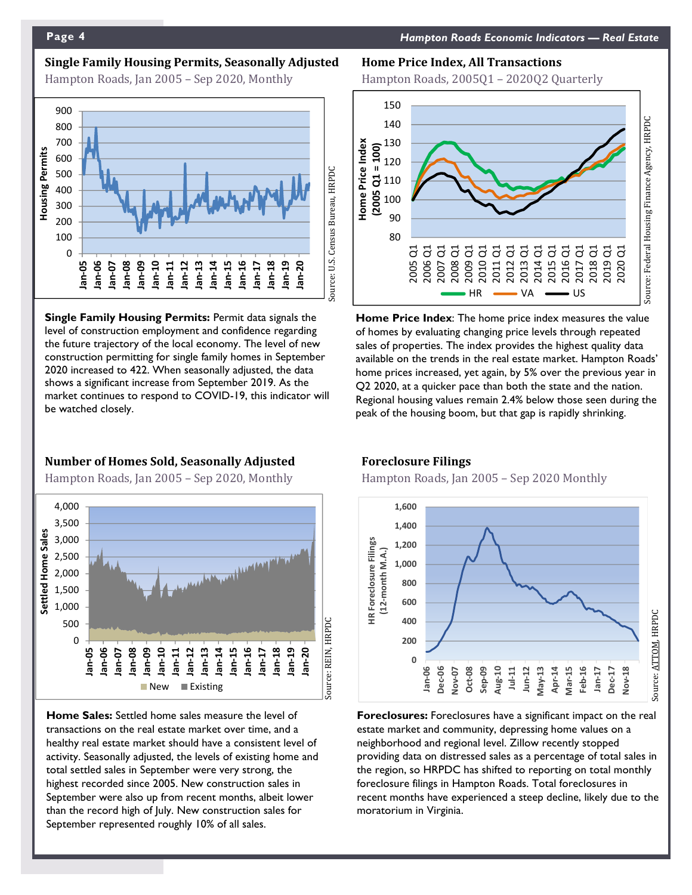## Single Family Housing Permits, Seasonally Adjusted

Hampton Roads, Jan 2005 – Sep 2020, Monthly

Housing Permits

900
800
700
600
500
400
300
200
100
0

Jan-05 Jan-06 Jan-07 Jan-08 Jan-09 Jan-10 Jan-11 Jan-12 Jan-13 Jan-14 Jan-15 Jan-16 Jan-17 Jan-18 Jan-19 Jan-20

Source: U.S. Census Bureau, HRPDC

**Single Family Housing Permits:** Permit data signals the level of construction employment and confidence regarding the future trajectory of the local economy. The level of new construction permitting for single family homes in September 2020 increased to 422. When seasonally adjusted, the data shows a significant increase from September 2019. As the market continues to respond to COVID-19, this indicator will be watched closely.

## Home Price Index, All Transactions

Hampton Roads, 2005Q1 – 2020Q2 Quarterly

Home Price Index (2005 Q1 = 100)

150
140
130
120
110
100
90
80

2005 Q1 2006 Q1 2007 Q1 2008 Q1 2009 Q1 2010 Q1 2011 Q1 2012 Q1 2013 Q1 2014 Q1 2015 Q1 2016 Q1 2017 Q1 2018 Q1 2019 Q1 2020 Q1

HR VA US

Source: Federal Housing Finance Agency, HRPDC

**Home Price Index**: The home price index measures the value of homes by evaluating changing price levels through repeated sales of properties. The index provides the highest quality data available on the trends in the real estate market. Hampton Roads' home prices increased, yet again, by 5% over the previous year in Q2 2020, at a quicker pace than both the state and the nation. Regional housing values remain 2.4% below those seen during the peak of the housing boom, but that gap is rapidly shrinking.

## Number of Homes Sold, Seasonally Adjusted

Hampton Roads, Jan 2005 – Sep 2020, Monthly

Settled Home Sales

4,000
3,500
3,000
2,500
2,000
1,500
1,000
500
0

Jan-05 Jan-06 Jan-07 Jan-08 Jan-09 Jan-10 Jan-11 Jan-12 Jan-13 Jan-14 Jan-15 Jan-16 Jan-17 Jan-18 Jan-19 Jan-20

New Existing

Source: REIN, HRPDC

**Home Sales:** Settled home sales measure the level of transactions on the real estate market over time, and a healthy real estate market should have a consistent level of activity. Seasonally adjusted, the levels of existing home and total settled sales in September were very strong, the highest recorded since 2005. New construction sales in September were also up from recent months, albeit lower than the record high of July. New construction sales for September represented roughly 10% of all sales.

## Foreclosure Filings

Hampton Roads, Jan 2005 – Sep 2020 Monthly

HR Foreclosure Filings (12-month M.A.)

1,600
1,400
1,200
1,000
800
600
400
200
0

Jan-06 Dec-06 Nov-07 Oct-08 Sep-09 Aug-10 Jul-11 Jun-12 May-13 Apr-14 Mar-15 Feb-16 Jan-17 Dec-17 Nov-18

Source: ATTOM, HRPDC

**Foreclosures:** Foreclosures have a significant impact on the real estate market and community, depressing home values on a neighborhood and regional level. Zillow recently stopped providing data on distressed sales as a percentage of total sales in the region, so HRPDC has shifted to reporting on total monthly foreclosure filings in Hampton Roads. Total foreclosures in recent months have experienced a steep decline, likely due to the moratorium in Virginia.